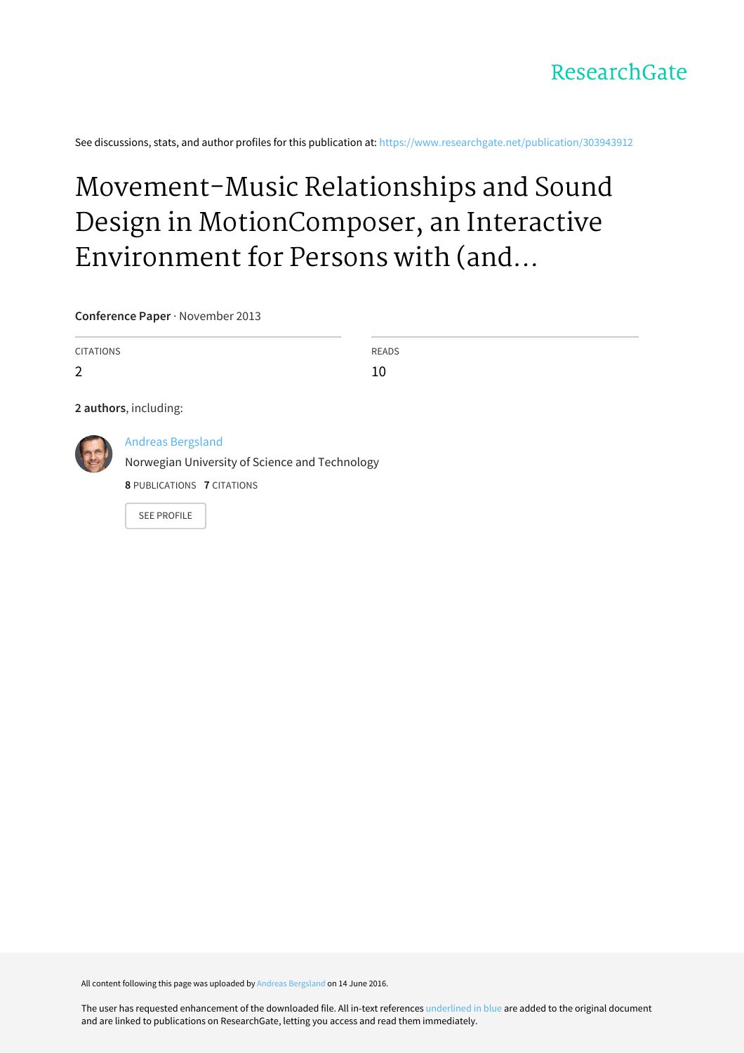ResearchGate

See discussions, stats, and author profiles for this publication at: https://www.researchgate.net/publication/303943912

# Movement-Music Relationships and Sound Design in MotionComposer, an Interactive Environment for Persons with (and...

**Conference Paper** · November 2013

| CITATIONS | READS |
|---|---|
| 2 | 10 |

**2 authors**, including:

Andreas Bergsland
Norwegian University of Science and Technology
**8** PUBLICATIONS **7** CITATIONS

SEE PROFILE

All content following this page was uploaded by Andreas Bergsland on 14 June 2016.

The user has requested enhancement of the downloaded file. All in-text references underlined in blue are added to the original document and are linked to publications on ResearchGate, letting you access and read them immediately.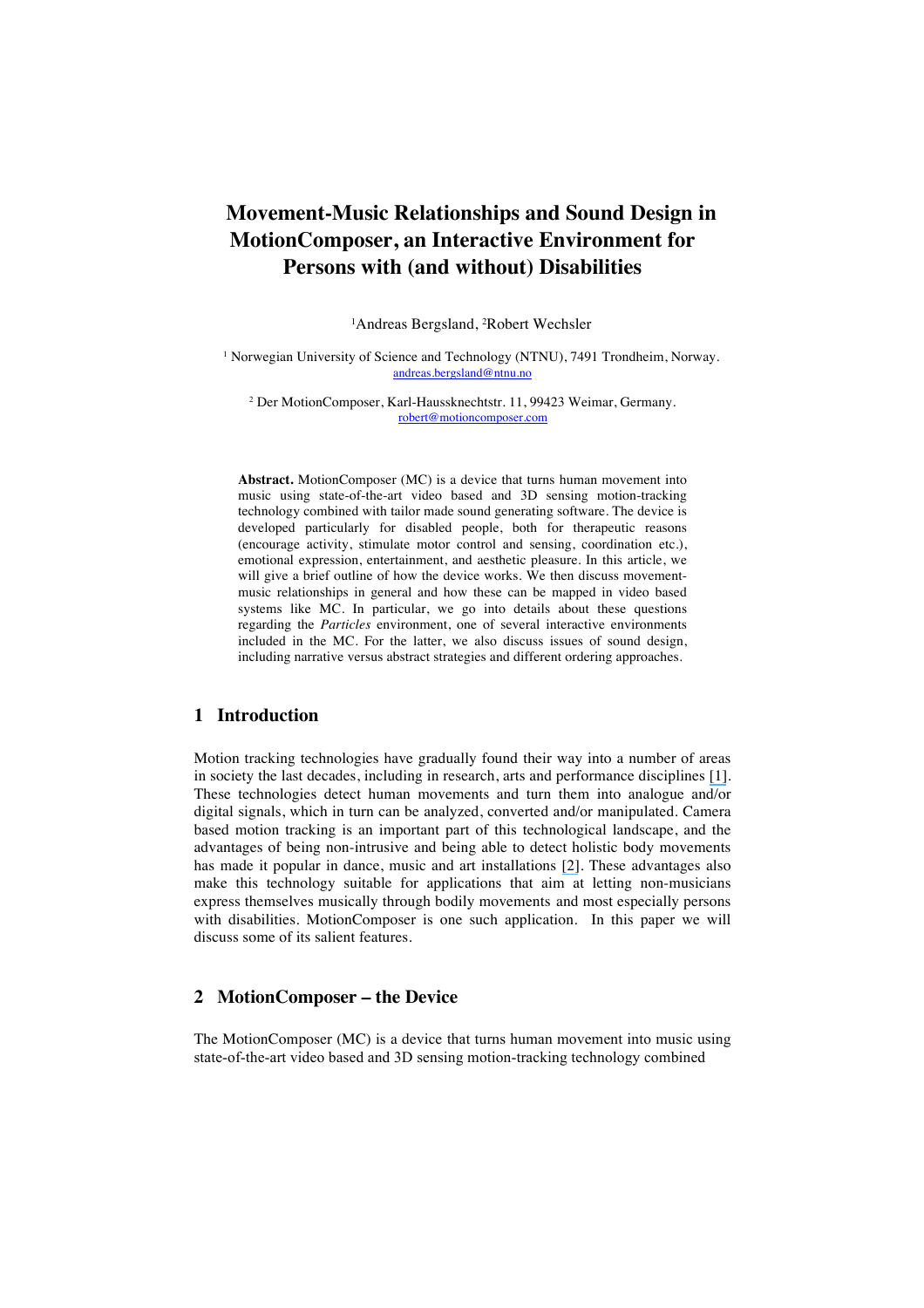# Movement-Music Relationships and Sound Design in MotionComposer, an Interactive Environment for Persons with (and without) Disabilities

[1]Andreas Bergsland, [2]Robert Wechsler

[1] Norwegian University of Science and Technology (NTNU), 7491 Trondheim, Norway.
andreas.bergsland@ntnu.no

[2] Der MotionComposer, Karl-Haussknechtstr. 11, 99423 Weimar, Germany.
robert@motioncomposer.com

**Abstract.** MotionComposer (MC) is a device that turns human movement into music using state-of-the-art video based and 3D sensing motion-tracking technology combined with tailor made sound generating software. The device is developed particularly for disabled people, both for therapeutic reasons (encourage activity, stimulate motor control and sensing, coordination etc.), emotional expression, entertainment, and aesthetic pleasure. In this article, we will give a brief outline of how the device works. We then discuss movement-music relationships in general and how these can be mapped in video based systems like MC. In particular, we go into details about these questions regarding the *Particles* environment, one of several interactive environments included in the MC. For the latter, we also discuss issues of sound design, including narrative versus abstract strategies and different ordering approaches.

## 1 Introduction

Motion tracking technologies have gradually found their way into a number of areas in society the last decades, including in research, arts and performance disciplines [1]. These technologies detect human movements and turn them into analogue and/or digital signals, which in turn can be analyzed, converted and/or manipulated. Camera based motion tracking is an important part of this technological landscape, and the advantages of being non-intrusive and being able to detect holistic body movements has made it popular in dance, music and art installations [2]. These advantages also make this technology suitable for applications that aim at letting non-musicians express themselves musically through bodily movements and most especially persons with disabilities. MotionComposer is one such application. In this paper we will discuss some of its salient features.

## 2 MotionComposer – the Device

The MotionComposer (MC) is a device that turns human movement into music using state-of-the-art video based and 3D sensing motion-tracking technology combined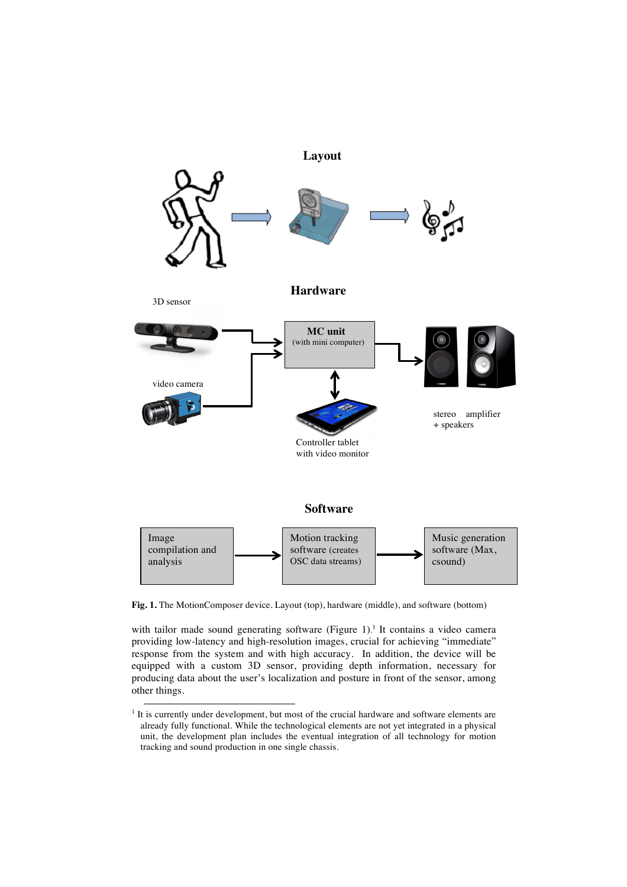**Fig. 1.** The MotionComposer device. Layout (top), hardware (middle), and software (bottom)

with tailor made sound generating software (Figure 1).[1] It contains a video camera providing low-latency and high-resolution images, crucial for achieving "immediate" response from the system and with high accuracy. In addition, the device will be equipped with a custom 3D sensor, providing depth information, necessary for producing data about the user's localization and posture in front of the sensor, among other things.

[1] It is currently under development, but most of the crucial hardware and software elements are already fully functional. While the technological elements are not yet integrated in a physical unit, the development plan includes the eventual integration of all technology for motion tracking and sound production in one single chassis.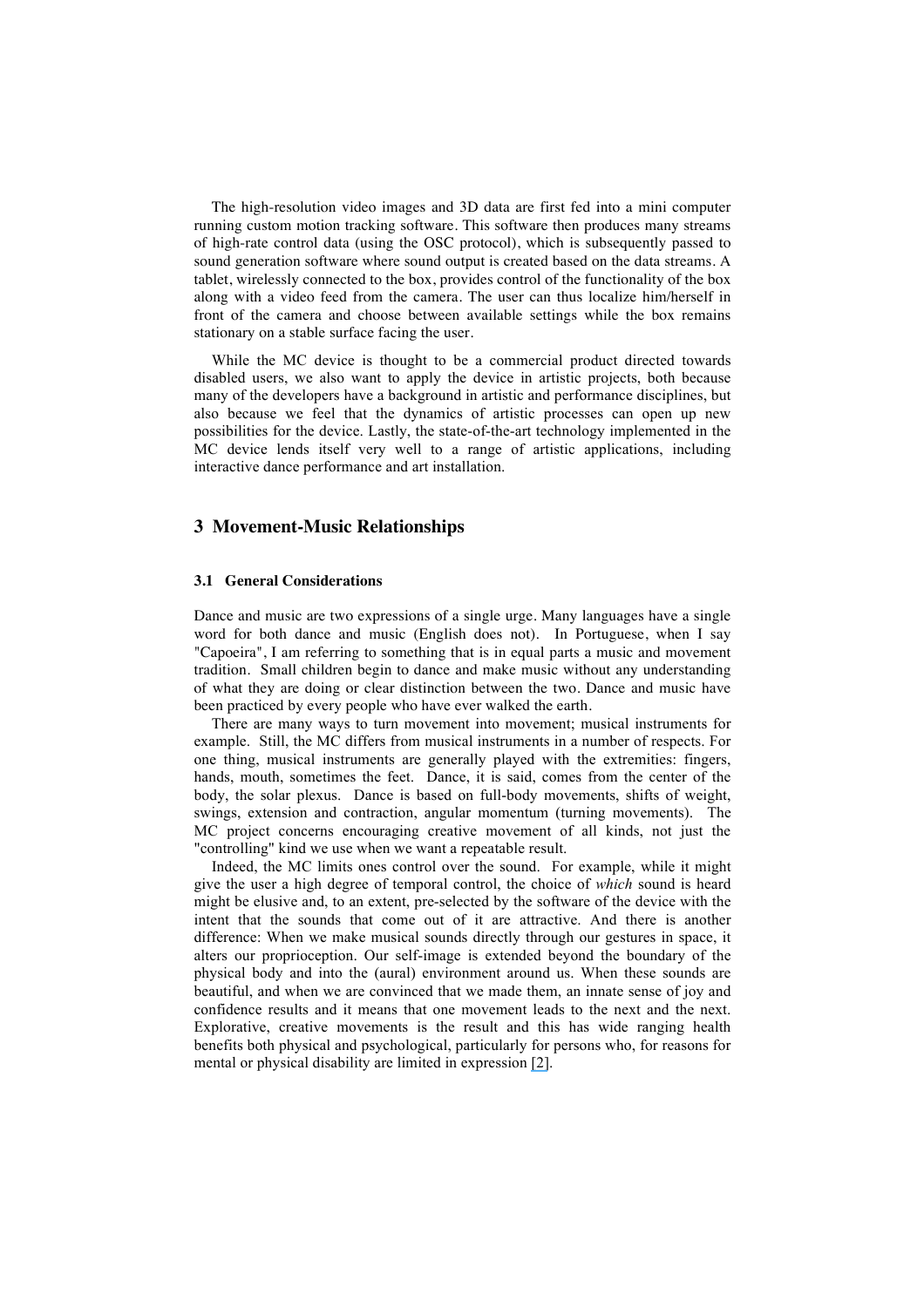The high-resolution video images and 3D data are first fed into a mini computer running custom motion tracking software. This software then produces many streams of high-rate control data (using the OSC protocol), which is subsequently passed to sound generation software where sound output is created based on the data streams. A tablet, wirelessly connected to the box, provides control of the functionality of the box along with a video feed from the camera. The user can thus localize him/herself in front of the camera and choose between available settings while the box remains stationary on a stable surface facing the user.

While the MC device is thought to be a commercial product directed towards disabled users, we also want to apply the device in artistic projects, both because many of the developers have a background in artistic and performance disciplines, but also because we feel that the dynamics of artistic processes can open up new possibilities for the device. Lastly, the state-of-the-art technology implemented in the MC device lends itself very well to a range of artistic applications, including interactive dance performance and art installation.

## 3 Movement-Music Relationships

### 3.1 General Considerations

Dance and music are two expressions of a single urge. Many languages have a single word for both dance and music (English does not). In Portuguese, when I say "Capoeira", I am referring to something that is in equal parts a music and movement tradition. Small children begin to dance and make music without any understanding of what they are doing or clear distinction between the two. Dance and music have been practiced by every people who have ever walked the earth.

There are many ways to turn movement into movement; musical instruments for example. Still, the MC differs from musical instruments in a number of respects. For one thing, musical instruments are generally played with the extremities: fingers, hands, mouth, sometimes the feet. Dance, it is said, comes from the center of the body, the solar plexus. Dance is based on full-body movements, shifts of weight, swings, extension and contraction, angular momentum (turning movements). The MC project concerns encouraging creative movement of all kinds, not just the "controlling" kind we use when we want a repeatable result.

Indeed, the MC limits ones control over the sound. For example, while it might give the user a high degree of temporal control, the choice of *which* sound is heard might be elusive and, to an extent, pre-selected by the software of the device with the intent that the sounds that come out of it are attractive. And there is another difference: When we make musical sounds directly through our gestures in space, it alters our proprioception. Our self-image is extended beyond the boundary of the physical body and into the (aural) environment around us. When these sounds are beautiful, and when we are convinced that we made them, an innate sense of joy and confidence results and it means that one movement leads to the next and the next. Explorative, creative movements is the result and this has wide ranging health benefits both physical and psychological, particularly for persons who, for reasons for mental or physical disability are limited in expression [2].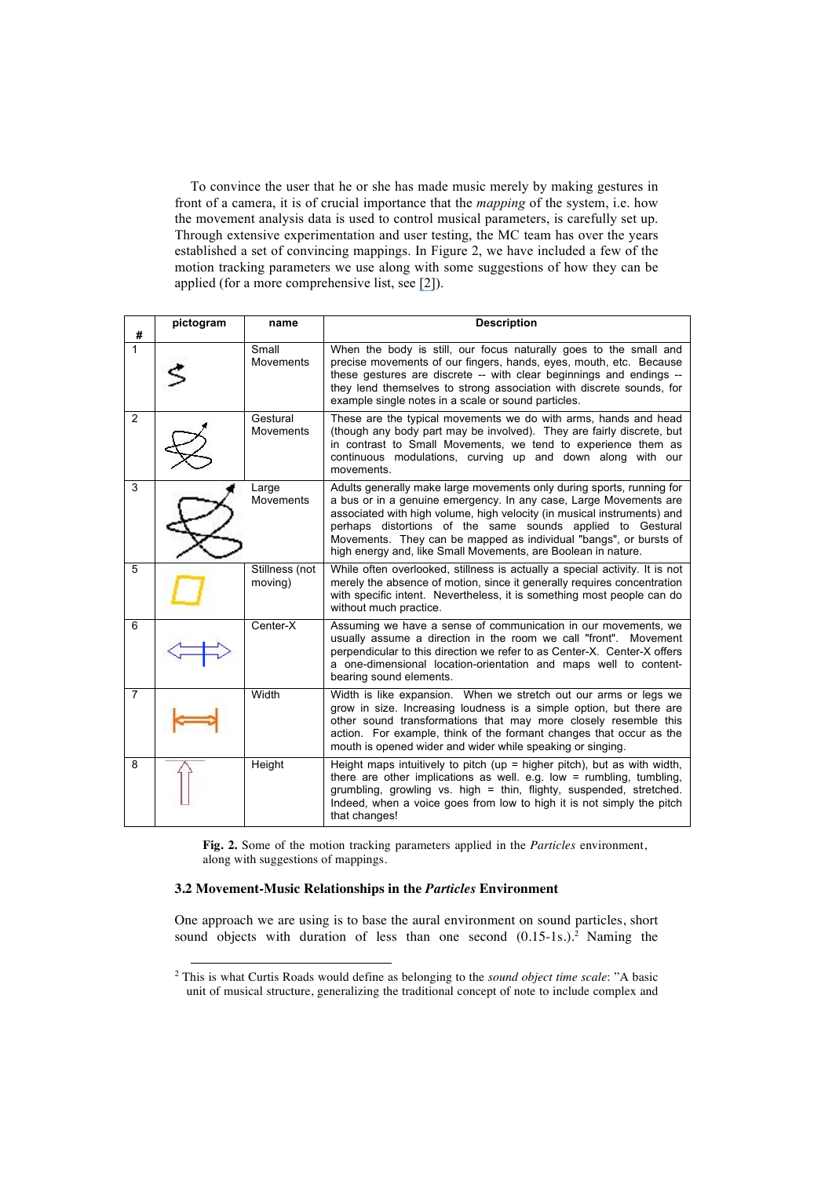To convince the user that he or she has made music merely by making gestures in front of a camera, it is of crucial importance that the *mapping* of the system, i.e. how the movement analysis data is used to control musical parameters, is carefully set up. Through extensive experimentation and user testing, the MC team has over the years established a set of convincing mappings. In Figure 2, we have included a few of the motion tracking parameters we use along with some suggestions of how they can be applied (for a more comprehensive list, see [2]).

| # | pictogram | name | Description |
|---|---|---|---|
| 1 | | Small Movements | When the body is still, our focus naturally goes to the small and precise movements of our fingers, hands, eyes, mouth, etc. Because these gestures are discrete -- with clear beginnings and endings -- they lend themselves to strong association with discrete sounds, for example single notes in a scale or sound particles. |
| 2 | | Gestural Movements | These are the typical movements we do with arms, hands and head (though any body part may be involved). They are fairly discrete, but in contrast to Small Movements, we tend to experience them as continuous modulations, curving up and down along with our movements. |
| 3 | | Large Movements | Adults generally make large movements only during sports, running for a bus or in a genuine emergency. In any case, Large Movements are associated with high volume, high velocity (in musical instruments) and perhaps distortions of the same sounds applied to Gestural Movements. They can be mapped as individual "bangs", or bursts of high energy and, like Small Movements, are Boolean in nature. |
| 5 | | Stillness (not moving) | While often overlooked, stillness is actually a special activity. It is not merely the absence of motion, since it generally requires concentration with specific intent. Nevertheless, it is something most people can do without much practice. |
| 6 | | Center-X | Assuming we have a sense of communication in our movements, we usually assume a direction in the room we call "front". Movement perpendicular to this direction we refer to as Center-X. Center-X offers a one-dimensional location-orientation and maps well to content-bearing sound elements. |
| 7 | | Width | Width is like expansion. When we stretch out our arms or legs we grow in size. Increasing loudness is a simple option, but there are other sound transformations that may more closely resemble this action. For example, think of the formant changes that occur as the mouth is opened wider and wider while speaking or singing. |
| 8 | | Height | Height maps intuitively to pitch (up = higher pitch), but as with width, there are other implications as well. e.g. low = rumbling, tumbling, grumbling, growling vs. high = thin, flighty, suspended, stretched. Indeed, when a voice goes from low to high it is not simply the pitch that changes! |

**Fig. 2.** Some of the motion tracking parameters applied in the *Particles* environment, along with suggestions of mappings.

### 3.2 Movement-Music Relationships in the *Particles* Environment

One approach we are using is to base the aural environment on sound particles, short sound objects with duration of less than one second (0.15-1s.).[2] Naming the

[2] This is what Curtis Roads would define as belonging to the *sound object time scale*: "A basic unit of musical structure, generalizing the traditional concept of note to include complex and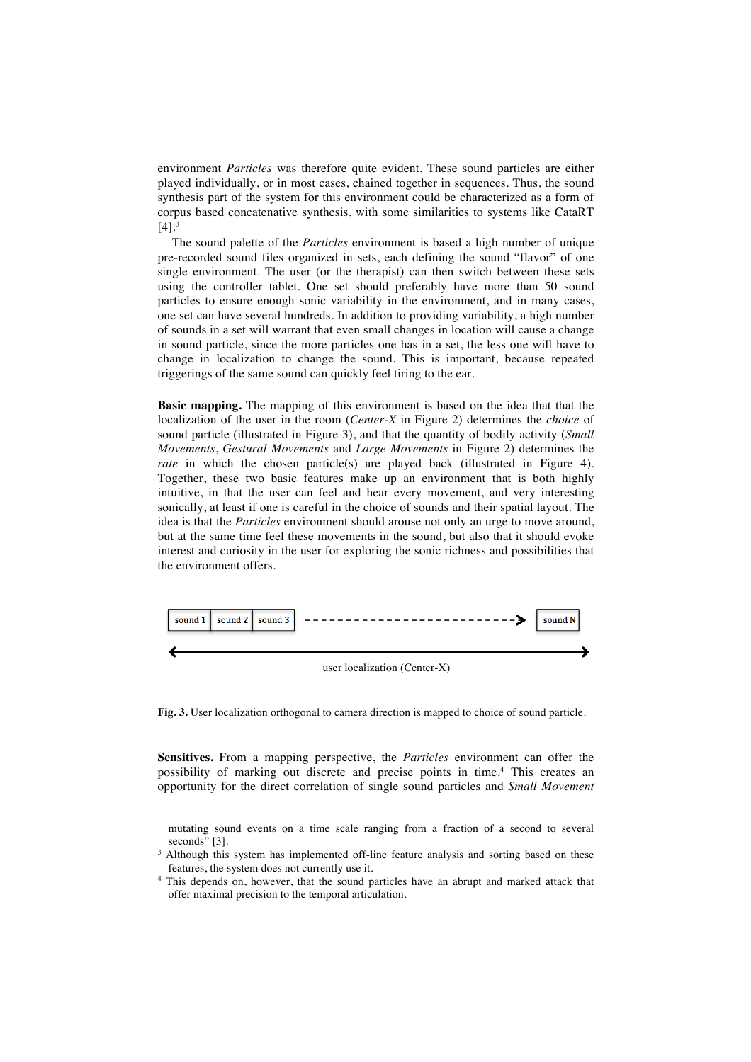environment *Particles* was therefore quite evident. These sound particles are either played individually, or in most cases, chained together in sequences. Thus, the sound synthesis part of the system for this environment could be characterized as a form of corpus based concatenative synthesis, with some similarities to systems like CataRT [4].[3]

The sound palette of the *Particles* environment is based a high number of unique pre-recorded sound files organized in sets, each defining the sound "flavor" of one single environment. The user (or the therapist) can then switch between these sets using the controller tablet. One set should preferably have more than 50 sound particles to ensure enough sonic variability in the environment, and in many cases, one set can have several hundreds. In addition to providing variability, a high number of sounds in a set will warrant that even small changes in location will cause a change in sound particle, since the more particles one has in a set, the less one will have to change in localization to change the sound. This is important, because repeated triggerings of the same sound can quickly feel tiring to the ear.

**Basic mapping.** The mapping of this environment is based on the idea that that the localization of the user in the room (*Center-X* in Figure 2) determines the *choice* of sound particle (illustrated in Figure 3), and that the quantity of bodily activity (*Small Movements*, *Gestural Movements* and *Large Movements* in Figure 2) determines the *rate* in which the chosen particle(s) are played back (illustrated in Figure 4). Together, these two basic features make up an environment that is both highly intuitive, in that the user can feel and hear every movement, and very interesting sonically, at least if one is careful in the choice of sounds and their spatial layout. The idea is that the *Particles* environment should arouse not only an urge to move around, but at the same time feel these movements in the sound, but also that it should evoke interest and curiosity in the user for exploring the sonic richness and possibilities that the environment offers.

sound 1 | sound 2 | sound 3 - - - - - - - - - - - - - > sound N

user localization (Center-X)

**Fig. 3.** User localization orthogonal to camera direction is mapped to choice of sound particle.

**Sensitives.** From a mapping perspective, the *Particles* environment can offer the possibility of marking out discrete and precise points in time.[4] This creates an opportunity for the direct correlation of single sound particles and *Small Movement*

---

mutating sound events on a time scale ranging from a fraction of a second to several seconds" [3].

[3] Although this system has implemented off-line feature analysis and sorting based on these features, the system does not currently use it.

[4] This depends on, however, that the sound particles have an abrupt and marked attack that offer maximal precision to the temporal articulation.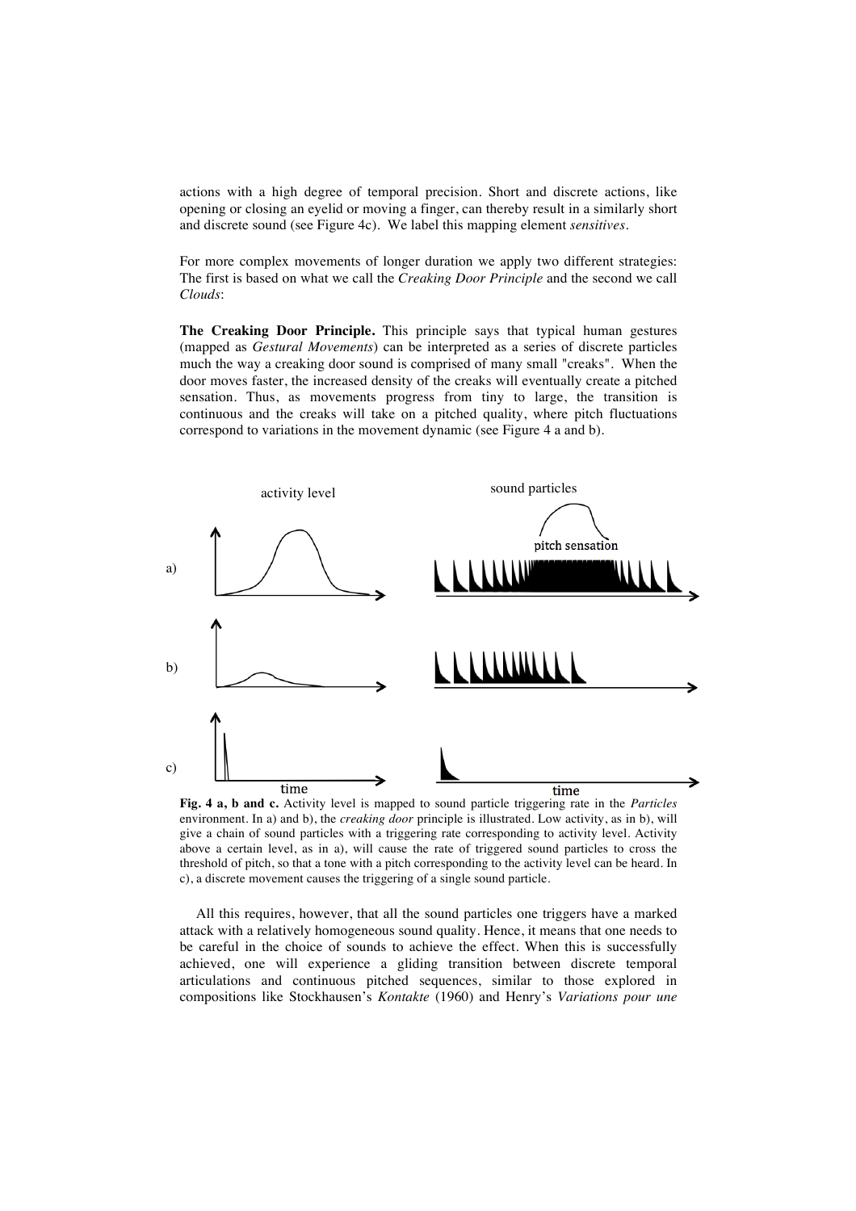actions with a high degree of temporal precision. Short and discrete actions, like opening or closing an eyelid or moving a finger, can thereby result in a similarly short and discrete sound (see Figure 4c). We label this mapping element *sensitives*.

For more complex movements of longer duration we apply two different strategies: The first is based on what we call the *Creaking Door Principle* and the second we call *Clouds*:

**The Creaking Door Principle.** This principle says that typical human gestures (mapped as *Gestural Movements*) can be interpreted as a series of discrete particles much the way a creaking door sound is comprised of many small "creaks". When the door moves faster, the increased density of the creaks will eventually create a pitched sensation. Thus, as movements progress from tiny to large, the transition is continuous and the creaks will take on a pitched quality, where pitch fluctuations correspond to variations in the movement dynamic (see Figure 4 a and b).

**Fig. 4 a, b and c.** Activity level is mapped to sound particle triggering rate in the *Particles* environment. In a) and b), the *creaking door* principle is illustrated. Low activity, as in b), will give a chain of sound particles with a triggering rate corresponding to activity level. Activity above a certain level, as in a), will cause the rate of triggered sound particles to cross the threshold of pitch, so that a tone with a pitch corresponding to the activity level can be heard. In c), a discrete movement causes the triggering of a single sound particle.

All this requires, however, that all the sound particles one triggers have a marked attack with a relatively homogeneous sound quality. Hence, it means that one needs to be careful in the choice of sounds to achieve the effect. When this is successfully achieved, one will experience a gliding transition between discrete temporal articulations and continuous pitched sequences, similar to those explored in compositions like Stockhausen's *Kontakte* (1960) and Henry's *Variations pour une*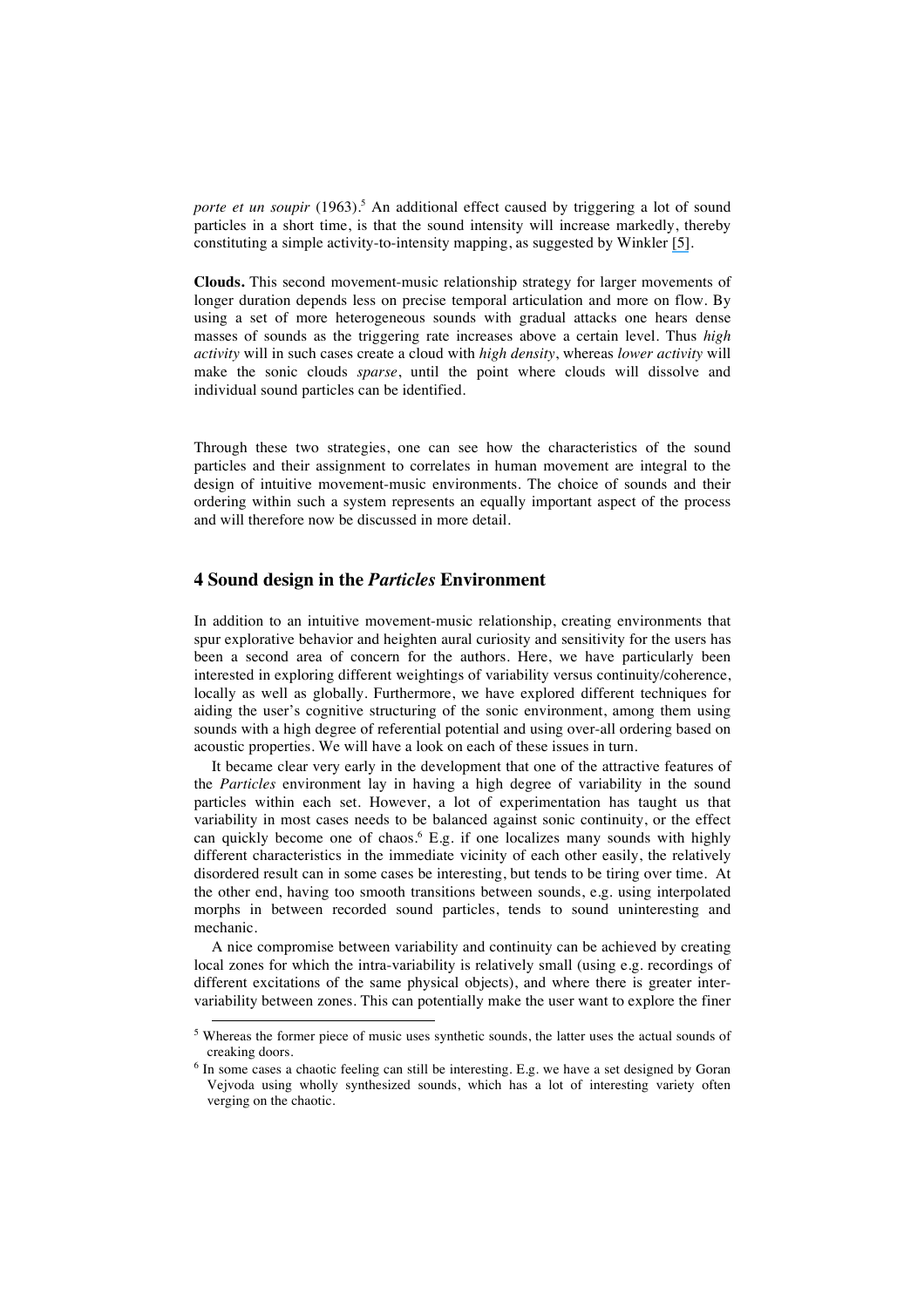*porte et un soupir* (1963).[5] An additional effect caused by triggering a lot of sound particles in a short time, is that the sound intensity will increase markedly, thereby constituting a simple activity-to-intensity mapping, as suggested by Winkler [5].

**Clouds.** This second movement-music relationship strategy for larger movements of longer duration depends less on precise temporal articulation and more on flow. By using a set of more heterogeneous sounds with gradual attacks one hears dense masses of sounds as the triggering rate increases above a certain level. Thus *high activity* will in such cases create a cloud with *high density*, whereas *lower activity* will make the sonic clouds *sparse*, until the point where clouds will dissolve and individual sound particles can be identified.

Through these two strategies, one can see how the characteristics of the sound particles and their assignment to correlates in human movement are integral to the design of intuitive movement-music environments. The choice of sounds and their ordering within such a system represents an equally important aspect of the process and will therefore now be discussed in more detail.

## 4 Sound design in the *Particles* Environment

In addition to an intuitive movement-music relationship, creating environments that spur explorative behavior and heighten aural curiosity and sensitivity for the users has been a second area of concern for the authors. Here, we have particularly been interested in exploring different weightings of variability versus continuity/coherence, locally as well as globally. Furthermore, we have explored different techniques for aiding the user's cognitive structuring of the sonic environment, among them using sounds with a high degree of referential potential and using over-all ordering based on acoustic properties. We will have a look on each of these issues in turn.

It became clear very early in the development that one of the attractive features of the *Particles* environment lay in having a high degree of variability in the sound particles within each set. However, a lot of experimentation has taught us that variability in most cases needs to be balanced against sonic continuity, or the effect can quickly become one of chaos.[6] E.g. if one localizes many sounds with highly different characteristics in the immediate vicinity of each other easily, the relatively disordered result can in some cases be interesting, but tends to be tiring over time. At the other end, having too smooth transitions between sounds, e.g. using interpolated morphs in between recorded sound particles, tends to sound uninteresting and mechanic.

A nice compromise between variability and continuity can be achieved by creating local zones for which the intra-variability is relatively small (using e.g. recordings of different excitations of the same physical objects), and where there is greater inter-variability between zones. This can potentially make the user want to explore the finer

[5] Whereas the former piece of music uses synthetic sounds, the latter uses the actual sounds of creaking doors.

[6] In some cases a chaotic feeling can still be interesting. E.g. we have a set designed by Goran Vejvoda using wholly synthesized sounds, which has a lot of interesting variety often verging on the chaotic.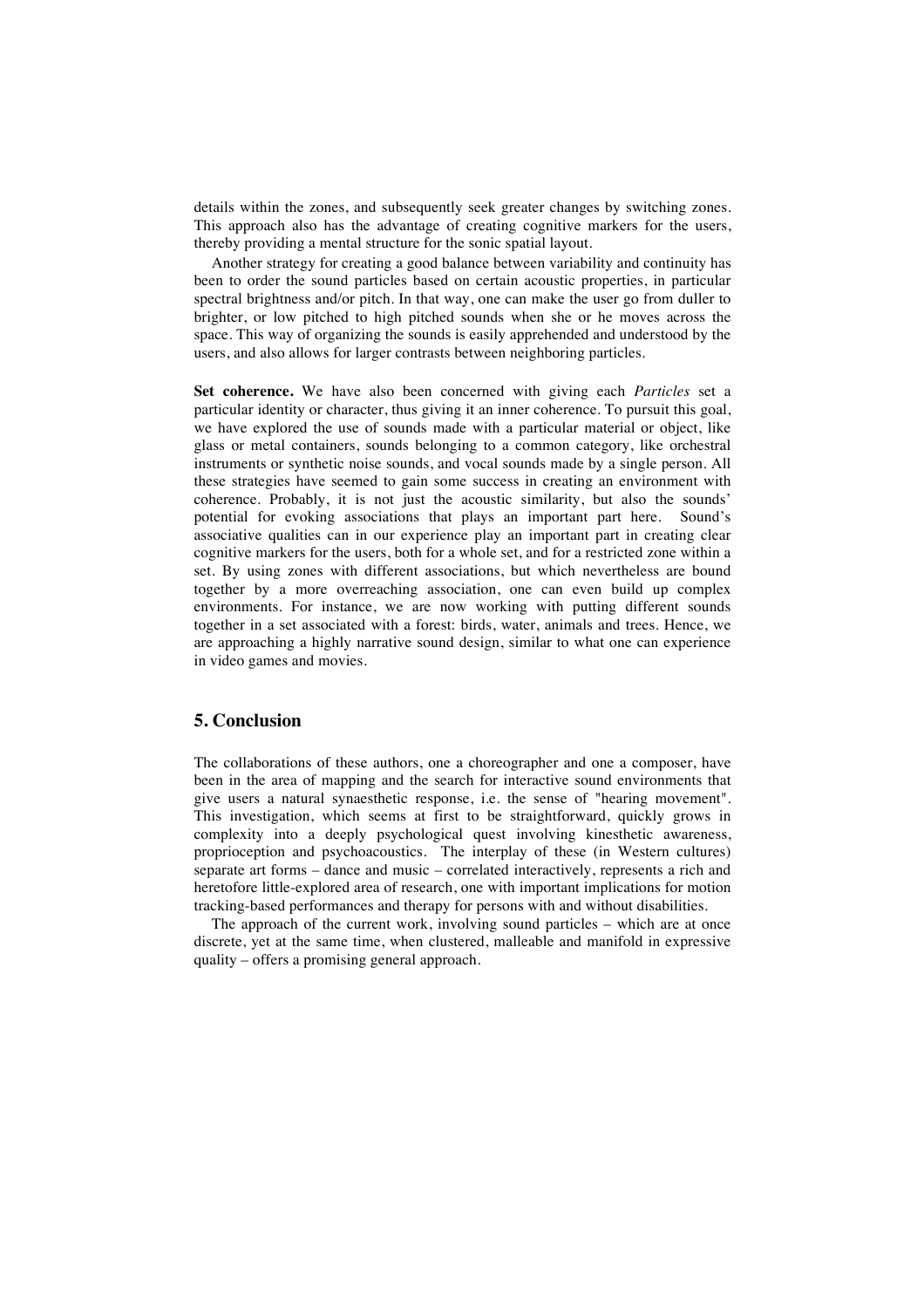details within the zones, and subsequently seek greater changes by switching zones. This approach also has the advantage of creating cognitive markers for the users, thereby providing a mental structure for the sonic spatial layout.

Another strategy for creating a good balance between variability and continuity has been to order the sound particles based on certain acoustic properties, in particular spectral brightness and/or pitch. In that way, one can make the user go from duller to brighter, or low pitched to high pitched sounds when she or he moves across the space. This way of organizing the sounds is easily apprehended and understood by the users, and also allows for larger contrasts between neighboring particles.

**Set coherence.** We have also been concerned with giving each *Particles* set a particular identity or character, thus giving it an inner coherence. To pursuit this goal, we have explored the use of sounds made with a particular material or object, like glass or metal containers, sounds belonging to a common category, like orchestral instruments or synthetic noise sounds, and vocal sounds made by a single person. All these strategies have seemed to gain some success in creating an environment with coherence. Probably, it is not just the acoustic similarity, but also the sounds' potential for evoking associations that plays an important part here. Sound's associative qualities can in our experience play an important part in creating clear cognitive markers for the users, both for a whole set, and for a restricted zone within a set. By using zones with different associations, but which nevertheless are bound together by a more overreaching association, one can even build up complex environments. For instance, we are now working with putting different sounds together in a set associated with a forest: birds, water, animals and trees. Hence, we are approaching a highly narrative sound design, similar to what one can experience in video games and movies.

## 5. Conclusion

The collaborations of these authors, one a choreographer and one a composer, have been in the area of mapping and the search for interactive sound environments that give users a natural synaesthetic response, i.e. the sense of "hearing movement". This investigation, which seems at first to be straightforward, quickly grows in complexity into a deeply psychological quest involving kinesthetic awareness, proprioception and psychoacoustics. The interplay of these (in Western cultures) separate art forms – dance and music – correlated interactively, represents a rich and heretofore little-explored area of research, one with important implications for motion tracking-based performances and therapy for persons with and without disabilities.

The approach of the current work, involving sound particles – which are at once discrete, yet at the same time, when clustered, malleable and manifold in expressive quality – offers a promising general approach.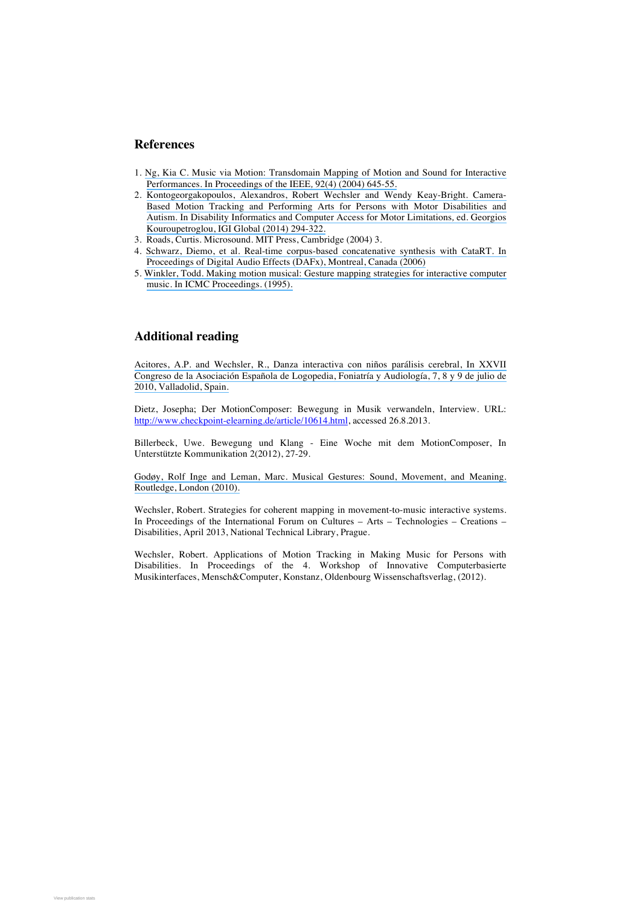## References

1. Ng, Kia C. Music via Motion: Transdomain Mapping of Motion and Sound for Interactive Performances. In Proceedings of the IEEE, 92(4) (2004) 645-55.
2. Kontogeorgakopoulos, Alexandros, Robert Wechsler and Wendy Keay-Bright. Camera-Based Motion Tracking and Performing Arts for Persons with Motor Disabilities and Autism. In Disability Informatics and Computer Access for Motor Limitations, ed. Georgios Kouroupetroglou, IGI Global (2014) 294-322.
3. Roads, Curtis. Microsound. MIT Press, Cambridge (2004) 3.
4. Schwarz, Diemo, et al. Real-time corpus-based concatenative synthesis with CataRT. In Proceedings of Digital Audio Effects (DAFx), Montreal, Canada (2006)
5. Winkler, Todd. Making motion musical: Gesture mapping strategies for interactive computer music. In ICMC Proceedings. (1995).

## Additional reading

Acitores, A.P. and Wechsler, R., Danza interactiva con niños parálisis cerebral, In XXVII Congreso de la Asociación Española de Logopedia, Foniatría y Audiología, 7, 8 y 9 de julio de 2010, Valladolid, Spain.

Dietz, Josepha; Der MotionComposer: Bewegung in Musik verwandeln, Interview. URL: http://www.checkpoint-elearning.de/article/10614.html, accessed 26.8.2013.

Billerbeck, Uwe. Bewegung und Klang - Eine Woche mit dem MotionComposer, In Unterstützte Kommunikation 2(2012), 27-29.

Godøy, Rolf Inge and Leman, Marc. Musical Gestures: Sound, Movement, and Meaning. Routledge, London (2010).

Wechsler, Robert. Strategies for coherent mapping in movement-to-music interactive systems. In Proceedings of the International Forum on Cultures – Arts – Technologies – Creations – Disabilities, April 2013, National Technical Library, Prague.

Wechsler, Robert. Applications of Motion Tracking in Making Music for Persons with Disabilities. In Proceedings of the 4. Workshop of Innovative Computerbasierte Musikinterfaces, Mensch&Computer, Konstanz, Oldenbourg Wissenschaftsverlag, (2012).